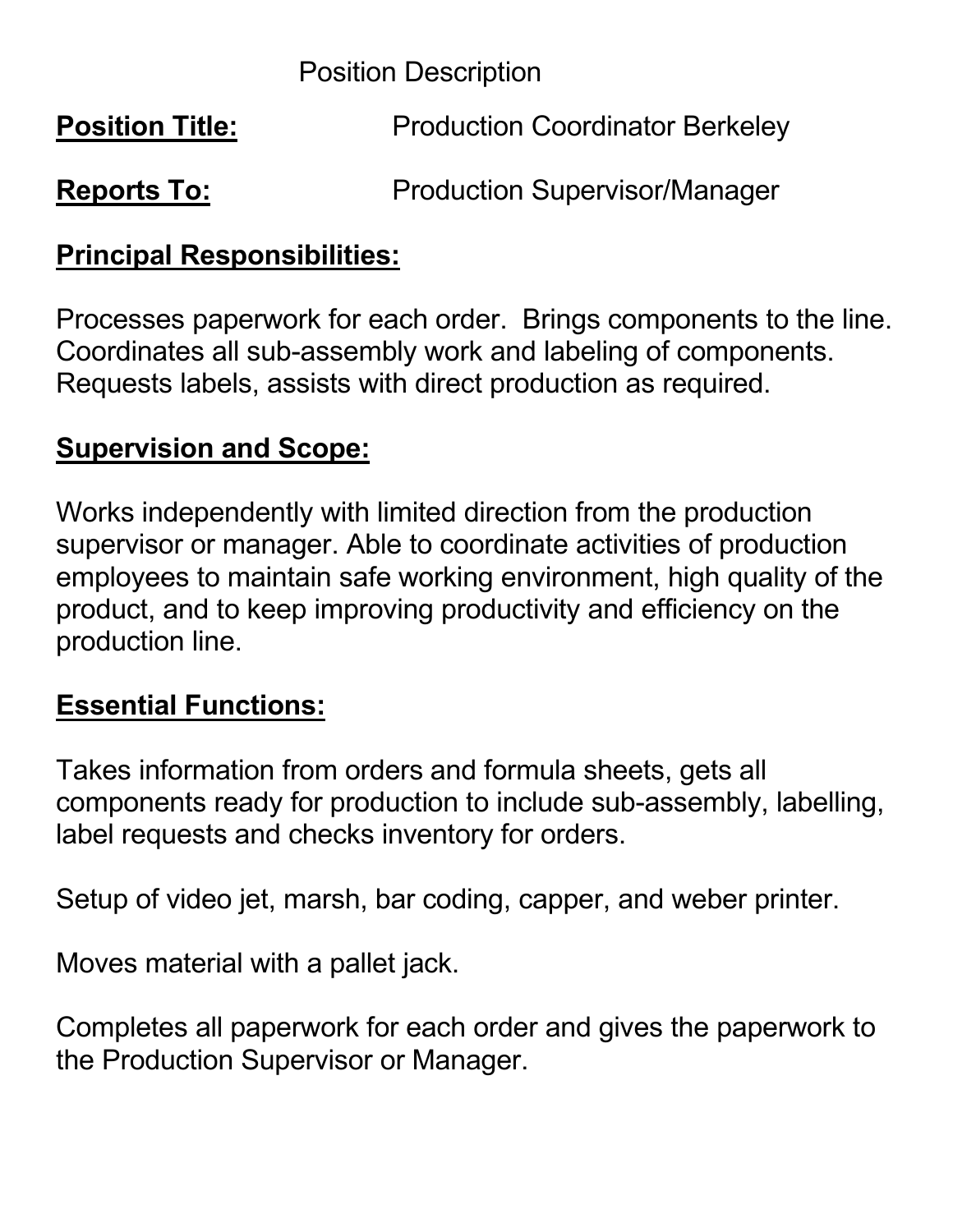Position Description

**Position Title:** Production Coordinator Berkeley

**Reports To:** Production Supervisor/Manager

## Principal Responsibilities:

Processes paperwork for each order. Brings components to the line. Coordinates all sub-assembly work and labeling of components. Requests labels, assists with direct production as required.

## Supervision and Scope:

Works independently with limited direction from the production supervisor or manager. Able to coordinate activities of production employees to maintain safe working environment, high quality of the product, and to keep improving productivity and efficiency on the production line.

## Essential Functions:

Takes information from orders and formula sheets, gets all components ready for production to include sub-assembly, labelling, label requests and checks inventory for orders.

Setup of video jet, marsh, bar coding, capper, and weber printer.

Moves material with a pallet jack.

Completes all paperwork for each order and gives the paperwork to the Production Supervisor or Manager.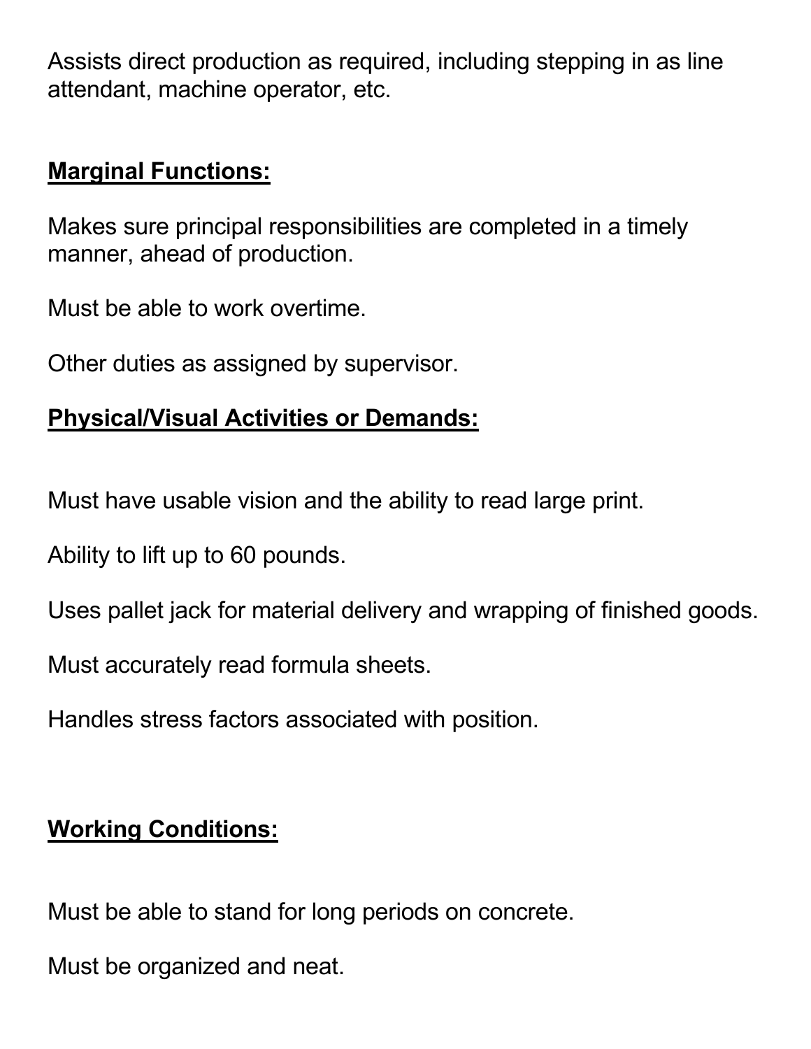Assists direct production as required, including stepping in as line attendant, machine operator, etc.

## Marginal Functions:

Makes sure principal responsibilities are completed in a timely manner, ahead of production.

Must be able to work overtime.

Other duties as assigned by supervisor.

## Physical/Visual Activities or Demands:

Must have usable vision and the ability to read large print.

Ability to lift up to 60 pounds.

Uses pallet jack for material delivery and wrapping of finished goods.

Must accurately read formula sheets.

Handles stress factors associated with position.

## Working Conditions:

Must be able to stand for long periods on concrete.

Must be organized and neat.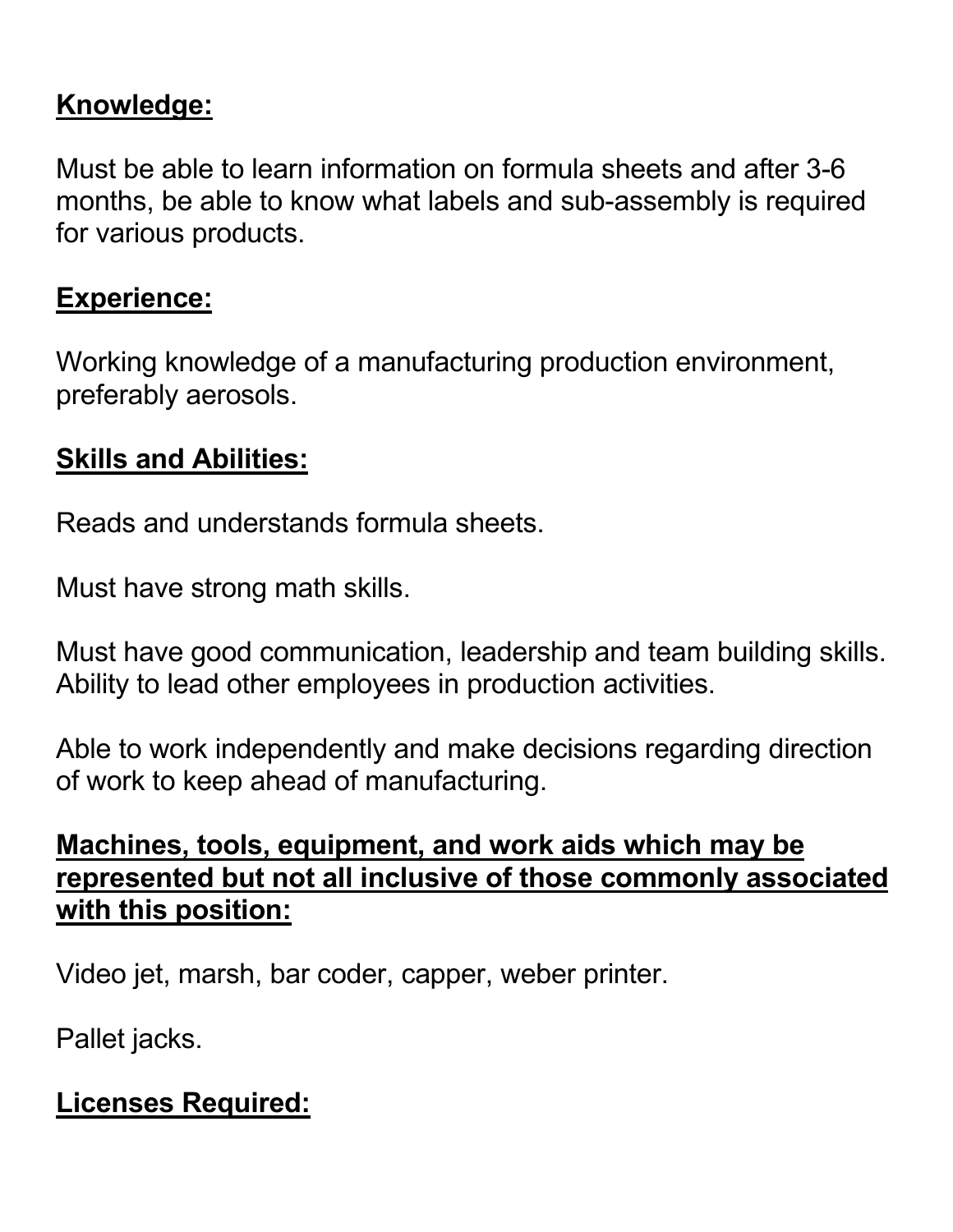**Knowledge:**

Must be able to learn information on formula sheets and after 3-6 months, be able to know what labels and sub-assembly is required for various products.

**Experience:**

Working knowledge of a manufacturing production environment, preferably aerosols.

**Skills and Abilities:**

Reads and understands formula sheets.

Must have strong math skills.

Must have good communication, leadership and team building skills. Ability to lead other employees in production activities.

Able to work independently and make decisions regarding direction of work to keep ahead of manufacturing.

**Machines, tools, equipment, and work aids which may be represented but not all inclusive of those commonly associated with this position:**

Video jet, marsh, bar coder, capper, weber printer.

Pallet jacks.

**Licenses Required:**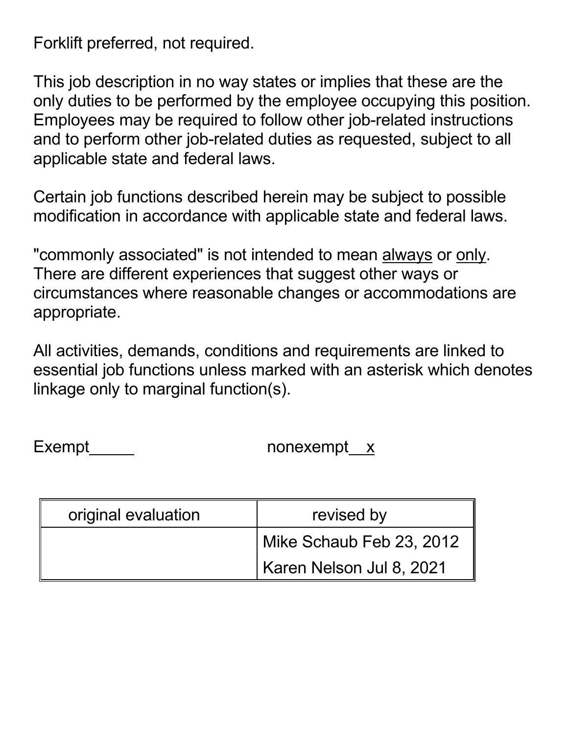Forklift preferred, not required.

This job description in no way states or implies that these are the only duties to be performed by the employee occupying this position. Employees may be required to follow other job-related instructions and to perform other job-related duties as requested, subject to all applicable state and federal laws.

Certain job functions described herein may be subject to possible modification in accordance with applicable state and federal laws.

"commonly associated" is not intended to mean <u>always</u> or <u>only</u>. There are different experiences that suggest other ways or circumstances where reasonable changes or accommodations are appropriate.

All activities, demands, conditions and requirements are linked to essential job functions unless marked with an asterisk which denotes linkage only to marginal function(s).

Exempt_____ nonexempt__x

| original evaluation | revised by |
|---|---|
| | Mike Schaub Feb 23, 2012<br>Karen Nelson Jul 8, 2021 |